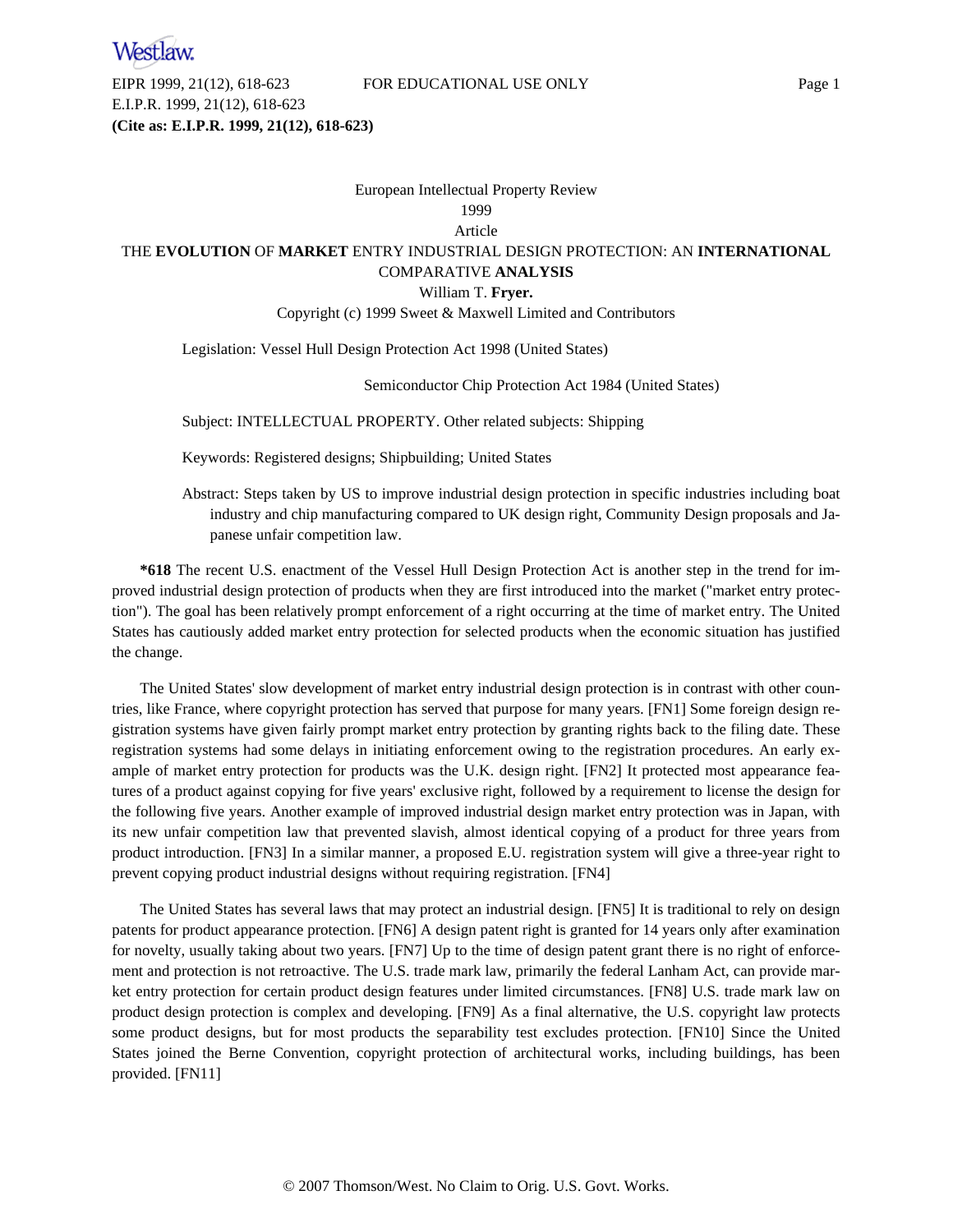European Intellectual Property Review

1999

Article

# THE **EVOLUTION** OF **MARKET** ENTRY INDUSTRIAL DESIGN PROTECTION: AN **INTERNATIONAL** COMPARATIVE **ANALYSIS**

William T. **Fryer.**

Copyright (c) 1999 Sweet & Maxwell Limited and Contributors

Legislation: Vessel Hull Design Protection Act 1998 (United States)

Semiconductor Chip Protection Act 1984 (United States)

Subject: INTELLECTUAL PROPERTY. Other related subjects: Shipping

Keywords: Registered designs; Shipbuilding; United States

Abstract: Steps taken by US to improve industrial design protection in specific industries including boat industry and chip manufacturing compared to UK design right, Community Design proposals and Japanese unfair competition law.

**\*618** The recent U.S. enactment of the Vessel Hull Design Protection Act is another step in the trend for improved industrial design protection of products when they are first introduced into the market ("market entry protection"). The goal has been relatively prompt enforcement of a right occurring at the time of market entry. The United States has cautiously added market entry protection for selected products when the economic situation has justified the change.

The United States' slow development of market entry industrial design protection is in contrast with other countries, like France, where copyright protection has served that purpose for many years. [FN1] Some foreign design registration systems have given fairly prompt market entry protection by granting rights back to the filing date. These registration systems had some delays in initiating enforcement owing to the registration procedures. An early example of market entry protection for products was the U.K. design right. [FN2] It protected most appearance features of a product against copying for five years' exclusive right, followed by a requirement to license the design for the following five years. Another example of improved industrial design market entry protection was in Japan, with its new unfair competition law that prevented slavish, almost identical copying of a product for three years from product introduction. [FN3] In a similar manner, a proposed E.U. registration system will give a three-year right to prevent copying product industrial designs without requiring registration. [FN4]

The United States has several laws that may protect an industrial design. [FN5] It is traditional to rely on design patents for product appearance protection. [FN6] A design patent right is granted for 14 years only after examination for novelty, usually taking about two years. [FN7] Up to the time of design patent grant there is no right of enforcement and protection is not retroactive. The U.S. trade mark law, primarily the federal Lanham Act, can provide market entry protection for certain product design features under limited circumstances. [FN8] U.S. trade mark law on product design protection is complex and developing. [FN9] As a final alternative, the U.S. copyright law protects some product designs, but for most products the separability test excludes protection. [FN10] Since the United States joined the Berne Convention, copyright protection of architectural works, including buildings, has been provided. [FN11]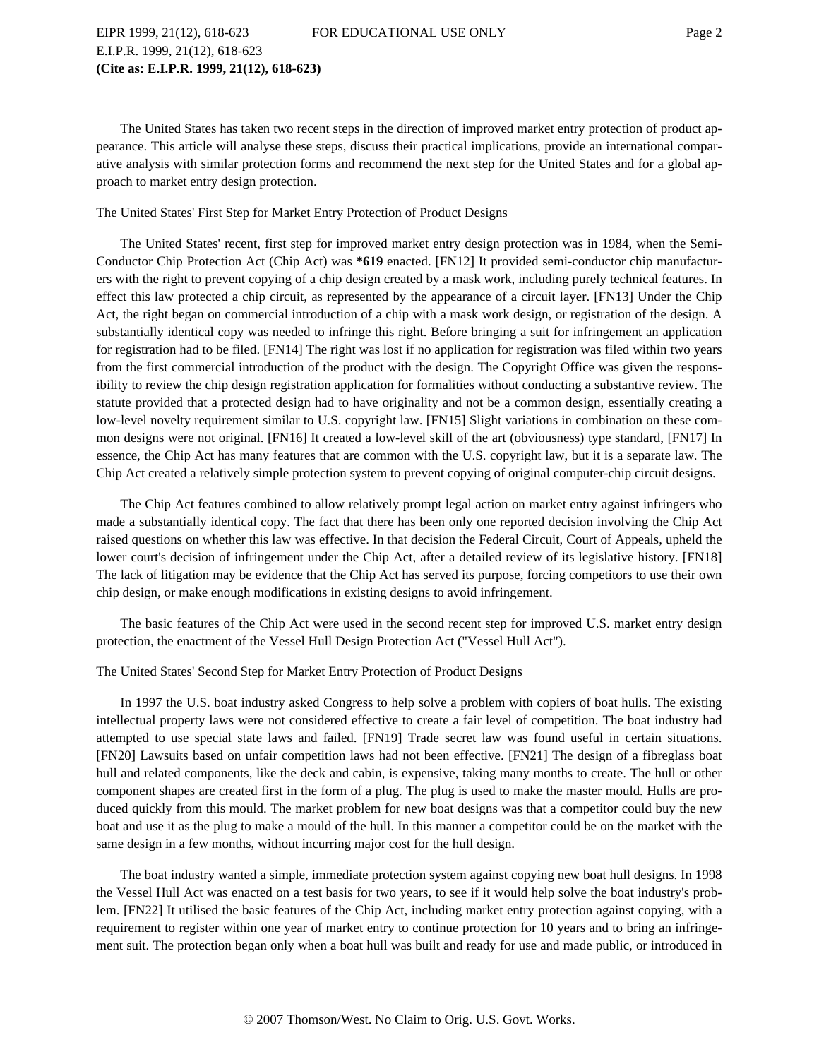The United States has taken two recent steps in the direction of improved market entry protection of product appearance. This article will analyse these steps, discuss their practical implications, provide an international comparative analysis with similar protection forms and recommend the next step for the United States and for a global approach to market entry design protection.

## The United States' First Step for Market Entry Protection of Product Designs

The United States' recent, first step for improved market entry design protection was in 1984, when the Semi-Conductor Chip Protection Act (Chip Act) was **\*619** enacted. [FN12] It provided semi-conductor chip manufacturers with the right to prevent copying of a chip design created by a mask work, including purely technical features. In effect this law protected a chip circuit, as represented by the appearance of a circuit layer. [FN13] Under the Chip Act, the right began on commercial introduction of a chip with a mask work design, or registration of the design. A substantially identical copy was needed to infringe this right. Before bringing a suit for infringement an application for registration had to be filed. [FN14] The right was lost if no application for registration was filed within two years from the first commercial introduction of the product with the design. The Copyright Office was given the responsibility to review the chip design registration application for formalities without conducting a substantive review. The statute provided that a protected design had to have originality and not be a common design, essentially creating a low-level novelty requirement similar to U.S. copyright law. [FN15] Slight variations in combination on these common designs were not original. [FN16] It created a low-level skill of the art (obviousness) type standard, [FN17] In essence, the Chip Act has many features that are common with the U.S. copyright law, but it is a separate law. The Chip Act created a relatively simple protection system to prevent copying of original computer-chip circuit designs.

The Chip Act features combined to allow relatively prompt legal action on market entry against infringers who made a substantially identical copy. The fact that there has been only one reported decision involving the Chip Act raised questions on whether this law was effective. In that decision the Federal Circuit, Court of Appeals, upheld the lower court's decision of infringement under the Chip Act, after a detailed review of its legislative history. [FN18] The lack of litigation may be evidence that the Chip Act has served its purpose, forcing competitors to use their own chip design, or make enough modifications in existing designs to avoid infringement.

The basic features of the Chip Act were used in the second recent step for improved U.S. market entry design protection, the enactment of the Vessel Hull Design Protection Act ("Vessel Hull Act").

## The United States' Second Step for Market Entry Protection of Product Designs

In 1997 the U.S. boat industry asked Congress to help solve a problem with copiers of boat hulls. The existing intellectual property laws were not considered effective to create a fair level of competition. The boat industry had attempted to use special state laws and failed. [FN19] Trade secret law was found useful in certain situations. [FN20] Lawsuits based on unfair competition laws had not been effective. [FN21] The design of a fibreglass boat hull and related components, like the deck and cabin, is expensive, taking many months to create. The hull or other component shapes are created first in the form of a plug. The plug is used to make the master mould. Hulls are produced quickly from this mould. The market problem for new boat designs was that a competitor could buy the new boat and use it as the plug to make a mould of the hull. In this manner a competitor could be on the market with the same design in a few months, without incurring major cost for the hull design.

The boat industry wanted a simple, immediate protection system against copying new boat hull designs. In 1998 the Vessel Hull Act was enacted on a test basis for two years, to see if it would help solve the boat industry's problem. [FN22] It utilised the basic features of the Chip Act, including market entry protection against copying, with a requirement to register within one year of market entry to continue protection for 10 years and to bring an infringement suit. The protection began only when a boat hull was built and ready for use and made public, or introduced in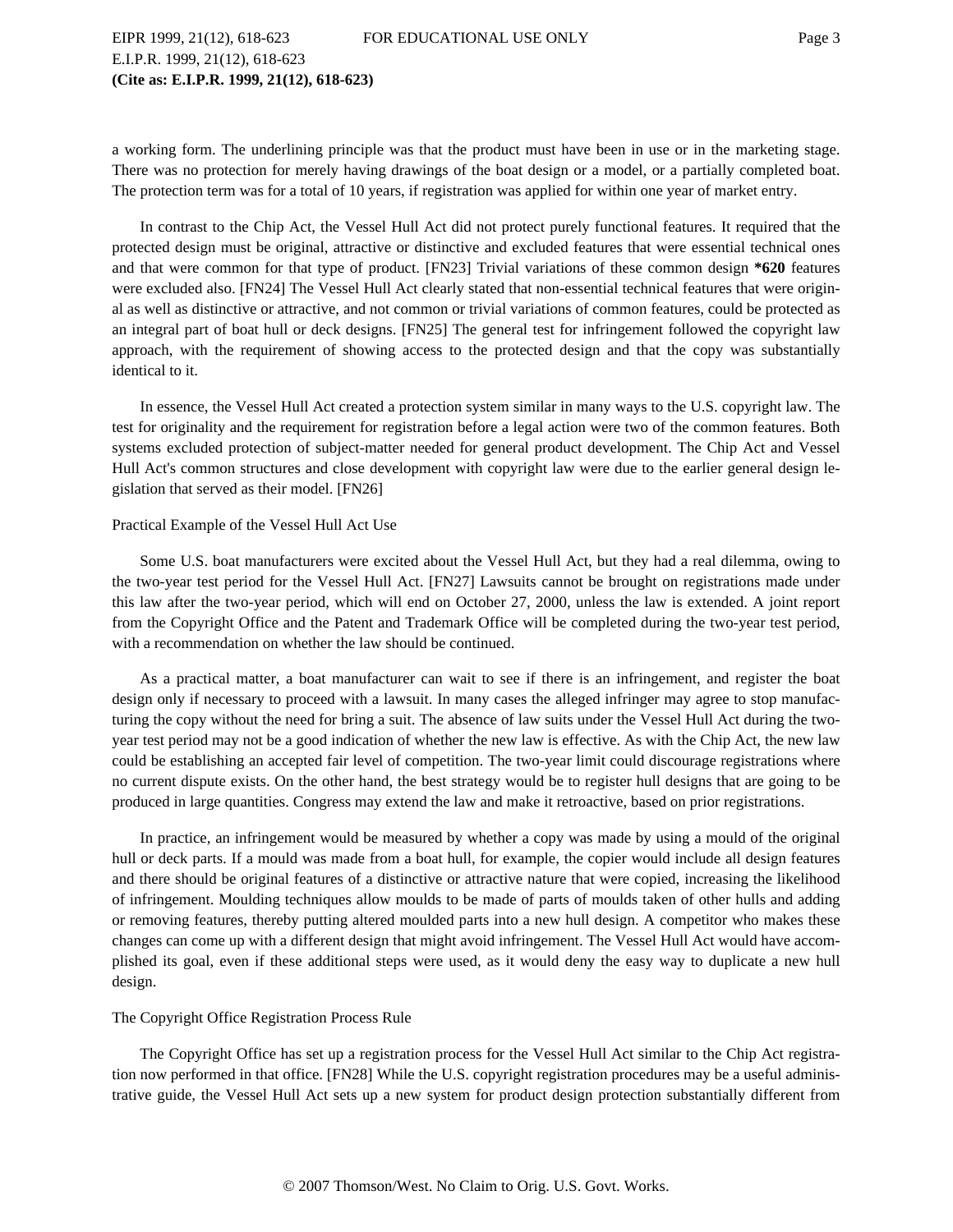a working form. The underlining principle was that the product must have been in use or in the marketing stage. There was no protection for merely having drawings of the boat design or a model, or a partially completed boat. The protection term was for a total of 10 years, if registration was applied for within one year of market entry.

In contrast to the Chip Act, the Vessel Hull Act did not protect purely functional features. It required that the protected design must be original, attractive or distinctive and excluded features that were essential technical ones and that were common for that type of product. [FN23] Trivial variations of these common design **\*620** features were excluded also. [FN24] The Vessel Hull Act clearly stated that non-essential technical features that were original as well as distinctive or attractive, and not common or trivial variations of common features, could be protected as an integral part of boat hull or deck designs. [FN25] The general test for infringement followed the copyright law approach, with the requirement of showing access to the protected design and that the copy was substantially identical to it.

In essence, the Vessel Hull Act created a protection system similar in many ways to the U.S. copyright law. The test for originality and the requirement for registration before a legal action were two of the common features. Both systems excluded protection of subject-matter needed for general product development. The Chip Act and Vessel Hull Act's common structures and close development with copyright law were due to the earlier general design legislation that served as their model. [FN26]

Practical Example of the Vessel Hull Act Use

Some U.S. boat manufacturers were excited about the Vessel Hull Act, but they had a real dilemma, owing to the two-year test period for the Vessel Hull Act. [FN27] Lawsuits cannot be brought on registrations made under this law after the two-year period, which will end on October 27, 2000, unless the law is extended. A joint report from the Copyright Office and the Patent and Trademark Office will be completed during the two-year test period, with a recommendation on whether the law should be continued.

As a practical matter, a boat manufacturer can wait to see if there is an infringement, and register the boat design only if necessary to proceed with a lawsuit. In many cases the alleged infringer may agree to stop manufacturing the copy without the need for bring a suit. The absence of law suits under the Vessel Hull Act during the two-year test period may not be a good indication of whether the new law is effective. As with the Chip Act, the new law could be establishing an accepted fair level of competition. The two-year limit could discourage registrations where no current dispute exists. On the other hand, the best strategy would be to register hull designs that are going to be produced in large quantities. Congress may extend the law and make it retroactive, based on prior registrations.

In practice, an infringement would be measured by whether a copy was made by using a mould of the original hull or deck parts. If a mould was made from a boat hull, for example, the copier would include all design features and there should be original features of a distinctive or attractive nature that were copied, increasing the likelihood of infringement. Moulding techniques allow moulds to be made of parts of moulds taken of other hulls and adding or removing features, thereby putting altered moulded parts into a new hull design. A competitor who makes these changes can come up with a different design that might avoid infringement. The Vessel Hull Act would have accomplished its goal, even if these additional steps were used, as it would deny the easy way to duplicate a new hull design.

The Copyright Office Registration Process Rule

The Copyright Office has set up a registration process for the Vessel Hull Act similar to the Chip Act registration now performed in that office. [FN28] While the U.S. copyright registration procedures may be a useful administrative guide, the Vessel Hull Act sets up a new system for product design protection substantially different from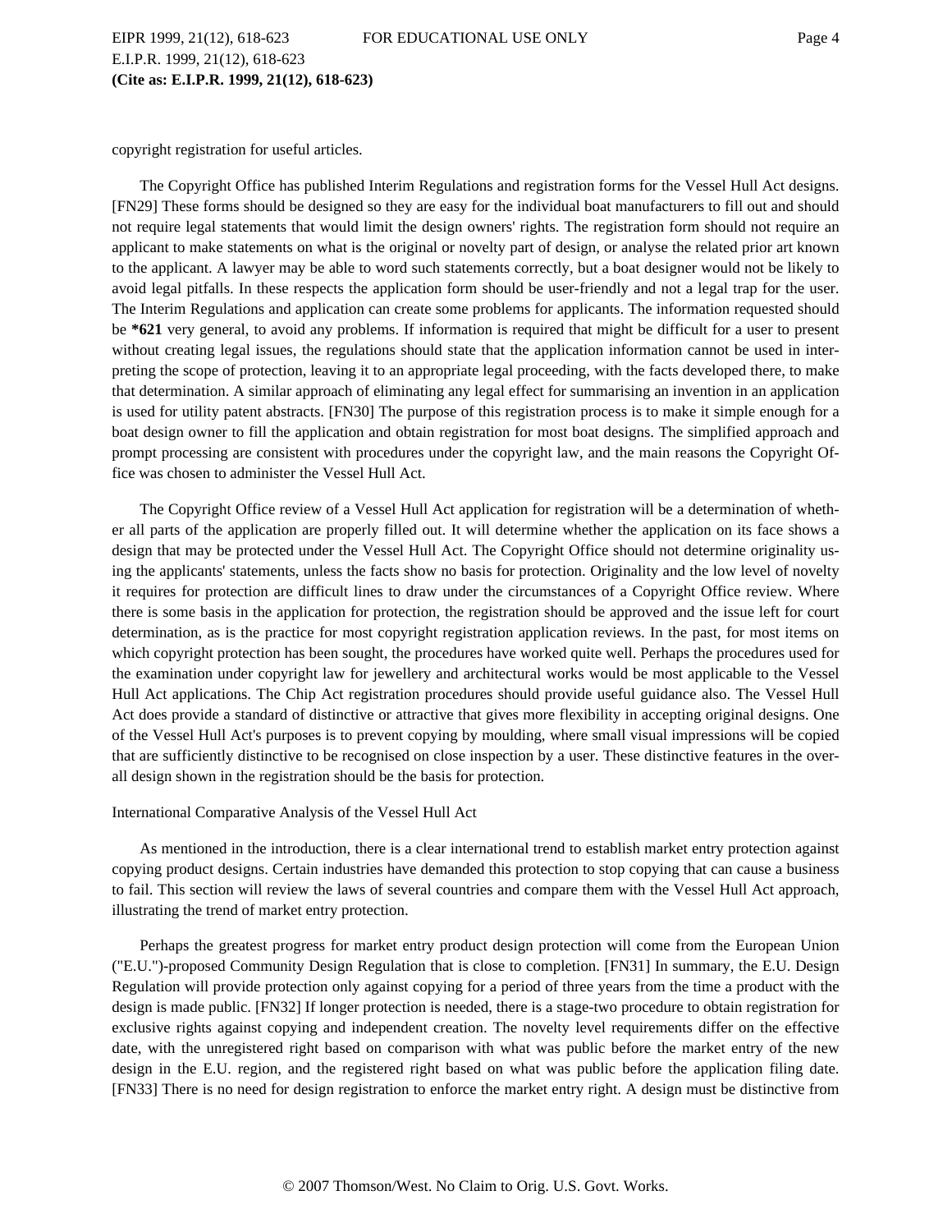copyright registration for useful articles.

The Copyright Office has published Interim Regulations and registration forms for the Vessel Hull Act designs. [FN29] These forms should be designed so they are easy for the individual boat manufacturers to fill out and should not require legal statements that would limit the design owners' rights. The registration form should not require an applicant to make statements on what is the original or novelty part of design, or analyse the related prior art known to the applicant. A lawyer may be able to word such statements correctly, but a boat designer would not be likely to avoid legal pitfalls. In these respects the application form should be user-friendly and not a legal trap for the user. The Interim Regulations and application can create some problems for applicants. The information requested should be **\*621** very general, to avoid any problems. If information is required that might be difficult for a user to present without creating legal issues, the regulations should state that the application information cannot be used in interpreting the scope of protection, leaving it to an appropriate legal proceeding, with the facts developed there, to make that determination. A similar approach of eliminating any legal effect for summarising an invention in an application is used for utility patent abstracts. [FN30] The purpose of this registration process is to make it simple enough for a boat design owner to fill the application and obtain registration for most boat designs. The simplified approach and prompt processing are consistent with procedures under the copyright law, and the main reasons the Copyright Office was chosen to administer the Vessel Hull Act.

The Copyright Office review of a Vessel Hull Act application for registration will be a determination of whether all parts of the application are properly filled out. It will determine whether the application on its face shows a design that may be protected under the Vessel Hull Act. The Copyright Office should not determine originality using the applicants' statements, unless the facts show no basis for protection. Originality and the low level of novelty it requires for protection are difficult lines to draw under the circumstances of a Copyright Office review. Where there is some basis in the application for protection, the registration should be approved and the issue left for court determination, as is the practice for most copyright registration application reviews. In the past, for most items on which copyright protection has been sought, the procedures have worked quite well. Perhaps the procedures used for the examination under copyright law for jewellery and architectural works would be most applicable to the Vessel Hull Act applications. The Chip Act registration procedures should provide useful guidance also. The Vessel Hull Act does provide a standard of distinctive or attractive that gives more flexibility in accepting original designs. One of the Vessel Hull Act's purposes is to prevent copying by moulding, where small visual impressions will be copied that are sufficiently distinctive to be recognised on close inspection by a user. These distinctive features in the overall design shown in the registration should be the basis for protection.

## International Comparative Analysis of the Vessel Hull Act

As mentioned in the introduction, there is a clear international trend to establish market entry protection against copying product designs. Certain industries have demanded this protection to stop copying that can cause a business to fail. This section will review the laws of several countries and compare them with the Vessel Hull Act approach, illustrating the trend of market entry protection.

Perhaps the greatest progress for market entry product design protection will come from the European Union ("E.U.")-proposed Community Design Regulation that is close to completion. [FN31] In summary, the E.U. Design Regulation will provide protection only against copying for a period of three years from the time a product with the design is made public. [FN32] If longer protection is needed, there is a stage-two procedure to obtain registration for exclusive rights against copying and independent creation. The novelty level requirements differ on the effective date, with the unregistered right based on comparison with what was public before the market entry of the new design in the E.U. region, and the registered right based on what was public before the application filing date. [FN33] There is no need for design registration to enforce the market entry right. A design must be distinctive from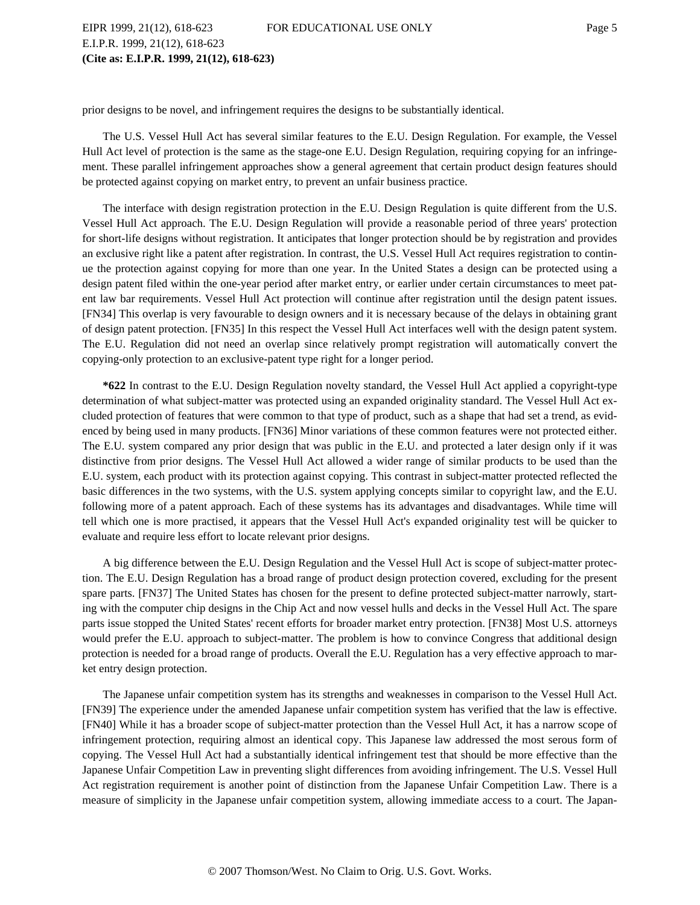prior designs to be novel, and infringement requires the designs to be substantially identical.

The U.S. Vessel Hull Act has several similar features to the E.U. Design Regulation. For example, the Vessel Hull Act level of protection is the same as the stage-one E.U. Design Regulation, requiring copying for an infringement. These parallel infringement approaches show a general agreement that certain product design features should be protected against copying on market entry, to prevent an unfair business practice.

The interface with design registration protection in the E.U. Design Regulation is quite different from the U.S. Vessel Hull Act approach. The E.U. Design Regulation will provide a reasonable period of three years' protection for short-life designs without registration. It anticipates that longer protection should be by registration and provides an exclusive right like a patent after registration. In contrast, the U.S. Vessel Hull Act requires registration to continue the protection against copying for more than one year. In the United States a design can be protected using a design patent filed within the one-year period after market entry, or earlier under certain circumstances to meet patent law bar requirements. Vessel Hull Act protection will continue after registration until the design patent issues. [FN34] This overlap is very favourable to design owners and it is necessary because of the delays in obtaining grant of design patent protection. [FN35] In this respect the Vessel Hull Act interfaces well with the design patent system. The E.U. Regulation did not need an overlap since relatively prompt registration will automatically convert the copying-only protection to an exclusive-patent type right for a longer period.

**\*622** In contrast to the E.U. Design Regulation novelty standard, the Vessel Hull Act applied a copyright-type determination of what subject-matter was protected using an expanded originality standard. The Vessel Hull Act excluded protection of features that were common to that type of product, such as a shape that had set a trend, as evidenced by being used in many products. [FN36] Minor variations of these common features were not protected either. The E.U. system compared any prior design that was public in the E.U. and protected a later design only if it was distinctive from prior designs. The Vessel Hull Act allowed a wider range of similar products to be used than the E.U. system, each product with its protection against copying. This contrast in subject-matter protected reflected the basic differences in the two systems, with the U.S. system applying concepts similar to copyright law, and the E.U. following more of a patent approach. Each of these systems has its advantages and disadvantages. While time will tell which one is more practised, it appears that the Vessel Hull Act's expanded originality test will be quicker to evaluate and require less effort to locate relevant prior designs.

A big difference between the E.U. Design Regulation and the Vessel Hull Act is scope of subject-matter protection. The E.U. Design Regulation has a broad range of product design protection covered, excluding for the present spare parts. [FN37] The United States has chosen for the present to define protected subject-matter narrowly, starting with the computer chip designs in the Chip Act and now vessel hulls and decks in the Vessel Hull Act. The spare parts issue stopped the United States' recent efforts for broader market entry protection. [FN38] Most U.S. attorneys would prefer the E.U. approach to subject-matter. The problem is how to convince Congress that additional design protection is needed for a broad range of products. Overall the E.U. Regulation has a very effective approach to market entry design protection.

The Japanese unfair competition system has its strengths and weaknesses in comparison to the Vessel Hull Act. [FN39] The experience under the amended Japanese unfair competition system has verified that the law is effective. [FN40] While it has a broader scope of subject-matter protection than the Vessel Hull Act, it has a narrow scope of infringement protection, requiring almost an identical copy. This Japanese law addressed the most serous form of copying. The Vessel Hull Act had a substantially identical infringement test that should be more effective than the Japanese Unfair Competition Law in preventing slight differences from avoiding infringement. The U.S. Vessel Hull Act registration requirement is another point of distinction from the Japanese Unfair Competition Law. There is a measure of simplicity in the Japanese unfair competition system, allowing immediate access to a court. The Japan-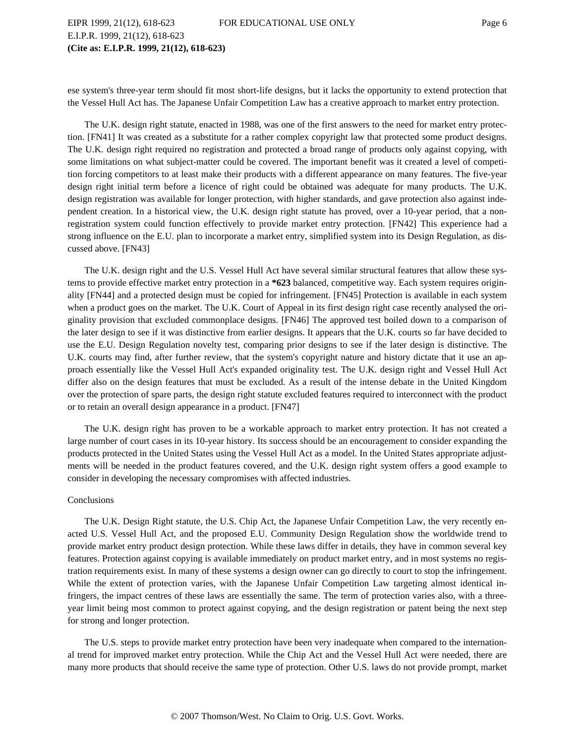ese system's three-year term should fit most short-life designs, but it lacks the opportunity to extend protection that the Vessel Hull Act has. The Japanese Unfair Competition Law has a creative approach to market entry protection.

The U.K. design right statute, enacted in 1988, was one of the first answers to the need for market entry protection. [FN41] It was created as a substitute for a rather complex copyright law that protected some product designs. The U.K. design right required no registration and protected a broad range of products only against copying, with some limitations on what subject-matter could be covered. The important benefit was it created a level of competition forcing competitors to at least make their products with a different appearance on many features. The five-year design right initial term before a licence of right could be obtained was adequate for many products. The U.K. design registration was available for longer protection, with higher standards, and gave protection also against independent creation. In a historical view, the U.K. design right statute has proved, over a 10-year period, that a non-registration system could function effectively to provide market entry protection. [FN42] This experience had a strong influence on the E.U. plan to incorporate a market entry, simplified system into its Design Regulation, as discussed above. [FN43]

The U.K. design right and the U.S. Vessel Hull Act have several similar structural features that allow these systems to provide effective market entry protection in a **\*623** balanced, competitive way. Each system requires originality [FN44] and a protected design must be copied for infringement. [FN45] Protection is available in each system when a product goes on the market. The U.K. Court of Appeal in its first design right case recently analysed the originality provision that excluded commonplace designs. [FN46] The approved test boiled down to a comparison of the later design to see if it was distinctive from earlier designs. It appears that the U.K. courts so far have decided to use the E.U. Design Regulation novelty test, comparing prior designs to see if the later design is distinctive. The U.K. courts may find, after further review, that the system's copyright nature and history dictate that it use an approach essentially like the Vessel Hull Act's expanded originality test. The U.K. design right and Vessel Hull Act differ also on the design features that must be excluded. As a result of the intense debate in the United Kingdom over the protection of spare parts, the design right statute excluded features required to interconnect with the product or to retain an overall design appearance in a product. [FN47]

The U.K. design right has proven to be a workable approach to market entry protection. It has not created a large number of court cases in its 10-year history. Its success should be an encouragement to consider expanding the products protected in the United States using the Vessel Hull Act as a model. In the United States appropriate adjustments will be needed in the product features covered, and the U.K. design right system offers a good example to consider in developing the necessary compromises with affected industries.

Conclusions

The U.K. Design Right statute, the U.S. Chip Act, the Japanese Unfair Competition Law, the very recently enacted U.S. Vessel Hull Act, and the proposed E.U. Community Design Regulation show the worldwide trend to provide market entry product design protection. While these laws differ in details, they have in common several key features. Protection against copying is available immediately on product market entry, and in most systems no registration requirements exist. In many of these systems a design owner can go directly to court to stop the infringement. While the extent of protection varies, with the Japanese Unfair Competition Law targeting almost identical infringers, the impact centres of these laws are essentially the same. The term of protection varies also, with a three-year limit being most common to protect against copying, and the design registration or patent being the next step for strong and longer protection.

The U.S. steps to provide market entry protection have been very inadequate when compared to the international trend for improved market entry protection. While the Chip Act and the Vessel Hull Act were needed, there are many more products that should receive the same type of protection. Other U.S. laws do not provide prompt, market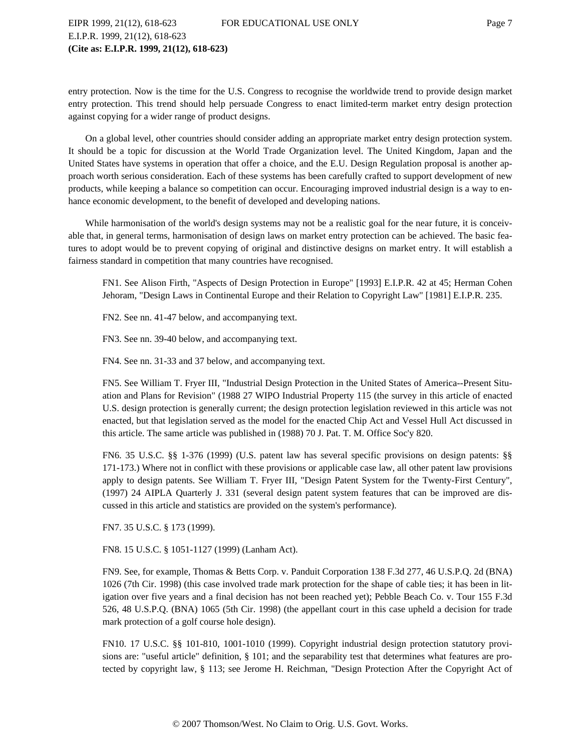entry protection. Now is the time for the U.S. Congress to recognise the worldwide trend to provide design market entry protection. This trend should help persuade Congress to enact limited-term market entry design protection against copying for a wider range of product designs.

On a global level, other countries should consider adding an appropriate market entry design protection system. It should be a topic for discussion at the World Trade Organization level. The United Kingdom, Japan and the United States have systems in operation that offer a choice, and the E.U. Design Regulation proposal is another approach worth serious consideration. Each of these systems has been carefully crafted to support development of new products, while keeping a balance so competition can occur. Encouraging improved industrial design is a way to enhance economic development, to the benefit of developed and developing nations.

While harmonisation of the world's design systems may not be a realistic goal for the near future, it is conceivable that, in general terms, harmonisation of design laws on market entry protection can be achieved. The basic features to adopt would be to prevent copying of original and distinctive designs on market entry. It will establish a fairness standard in competition that many countries have recognised.

FN1. See Alison Firth, "Aspects of Design Protection in Europe" [1993] E.I.P.R. 42 at 45; Herman Cohen Jehoram, "Design Laws in Continental Europe and their Relation to Copyright Law" [1981] E.I.P.R. 235.

FN2. See nn. 41-47 below, and accompanying text.

FN3. See nn. 39-40 below, and accompanying text.

FN4. See nn. 31-33 and 37 below, and accompanying text.

FN5. See William T. Fryer III, "Industrial Design Protection in the United States of America--Present Situation and Plans for Revision" (1988 27 WIPO Industrial Property 115 (the survey in this article of enacted U.S. design protection is generally current; the design protection legislation reviewed in this article was not enacted, but that legislation served as the model for the enacted Chip Act and Vessel Hull Act discussed in this article. The same article was published in (1988) 70 J. Pat. T. M. Office Soc'y 820.

FN6. 35 U.S.C. §§ 1-376 (1999) (U.S. patent law has several specific provisions on design patents: §§ 171-173.) Where not in conflict with these provisions or applicable case law, all other patent law provisions apply to design patents. See William T. Fryer III, "Design Patent System for the Twenty-First Century", (1997) 24 AIPLA Quarterly J. 331 (several design patent system features that can be improved are discussed in this article and statistics are provided on the system's performance).

FN7. 35 U.S.C. § 173 (1999).

FN8. 15 U.S.C. § 1051-1127 (1999) (Lanham Act).

FN9. See, for example, Thomas & Betts Corp. v. Panduit Corporation 138 F.3d 277, 46 U.S.P.Q. 2d (BNA) 1026 (7th Cir. 1998) (this case involved trade mark protection for the shape of cable ties; it has been in litigation over five years and a final decision has not been reached yet); Pebble Beach Co. v. Tour 155 F.3d 526, 48 U.S.P.Q. (BNA) 1065 (5th Cir. 1998) (the appellant court in this case upheld a decision for trade mark protection of a golf course hole design).

FN10. 17 U.S.C. §§ 101-810, 1001-1010 (1999). Copyright industrial design protection statutory provisions are: "useful article" definition, § 101; and the separability test that determines what features are protected by copyright law, § 113; see Jerome H. Reichman, "Design Protection After the Copyright Act of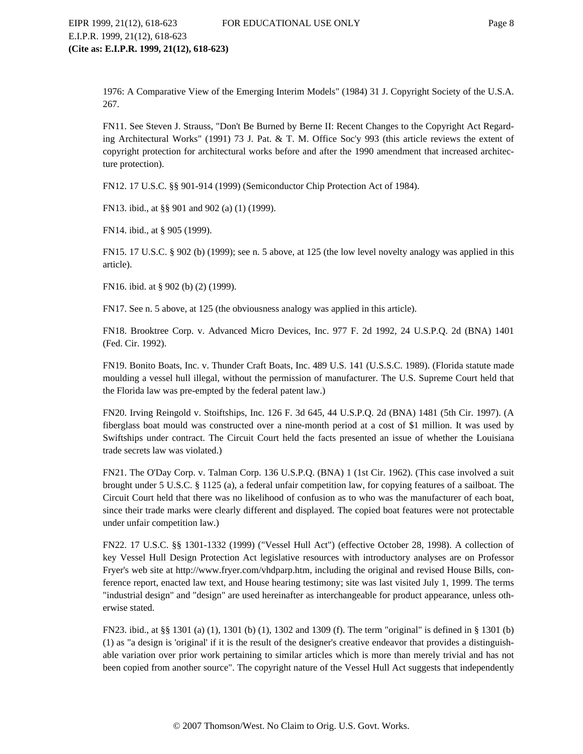1976: A Comparative View of the Emerging Interim Models" (1984) 31 J. Copyright Society of the U.S.A. 267.

FN11. See Steven J. Strauss, "Don't Be Burned by Berne II: Recent Changes to the Copyright Act Regarding Architectural Works" (1991) 73 J. Pat. & T. M. Office Soc'y 993 (this article reviews the extent of copyright protection for architectural works before and after the 1990 amendment that increased architecture protection).

FN12. 17 U.S.C. §§ 901-914 (1999) (Semiconductor Chip Protection Act of 1984).

FN13. ibid., at §§ 901 and 902 (a) (1) (1999).

FN14. ibid., at § 905 (1999).

FN15. 17 U.S.C. § 902 (b) (1999); see n. 5 above, at 125 (the low level novelty analogy was applied in this article).

FN16. ibid. at § 902 (b) (2) (1999).

FN17. See n. 5 above, at 125 (the obviousness analogy was applied in this article).

FN18. Brooktree Corp. v. Advanced Micro Devices, Inc. 977 F. 2d 1992, 24 U.S.P.Q. 2d (BNA) 1401 (Fed. Cir. 1992).

FN19. Bonito Boats, Inc. v. Thunder Craft Boats, Inc. 489 U.S. 141 (U.S.S.C. 1989). (Florida statute made moulding a vessel hull illegal, without the permission of manufacturer. The U.S. Supreme Court held that the Florida law was pre-empted by the federal patent law.)

FN20. Irving Reingold v. Stoiftships, Inc. 126 F. 3d 645, 44 U.S.P.Q. 2d (BNA) 1481 (5th Cir. 1997). (A fiberglass boat mould was constructed over a nine-month period at a cost of $1 million. It was used by Swiftships under contract. The Circuit Court held the facts presented an issue of whether the Louisiana trade secrets law was violated.)

FN21. The O'Day Corp. v. Talman Corp. 136 U.S.P.Q. (BNA) 1 (1st Cir. 1962). (This case involved a suit brought under 5 U.S.C. § 1125 (a), a federal unfair competition law, for copying features of a sailboat. The Circuit Court held that there was no likelihood of confusion as to who was the manufacturer of each boat, since their trade marks were clearly different and displayed. The copied boat features were not protectable under unfair competition law.)

FN22. 17 U.S.C. §§ 1301-1332 (1999) ("Vessel Hull Act") (effective October 28, 1998). A collection of key Vessel Hull Design Protection Act legislative resources with introductory analyses are on Professor Fryer's web site at http://www.fryer.com/vhdparp.htm, including the original and revised House Bills, conference report, enacted law text, and House hearing testimony; site was last visited July 1, 1999. The terms "industrial design" and "design" are used hereinafter as interchangeable for product appearance, unless otherwise stated.

FN23. ibid., at §§ 1301 (a) (1), 1301 (b) (1), 1302 and 1309 (f). The term "original" is defined in § 1301 (b) (1) as "a design is 'original' if it is the result of the designer's creative endeavor that provides a distinguishable variation over prior work pertaining to similar articles which is more than merely trivial and has not been copied from another source". The copyright nature of the Vessel Hull Act suggests that independently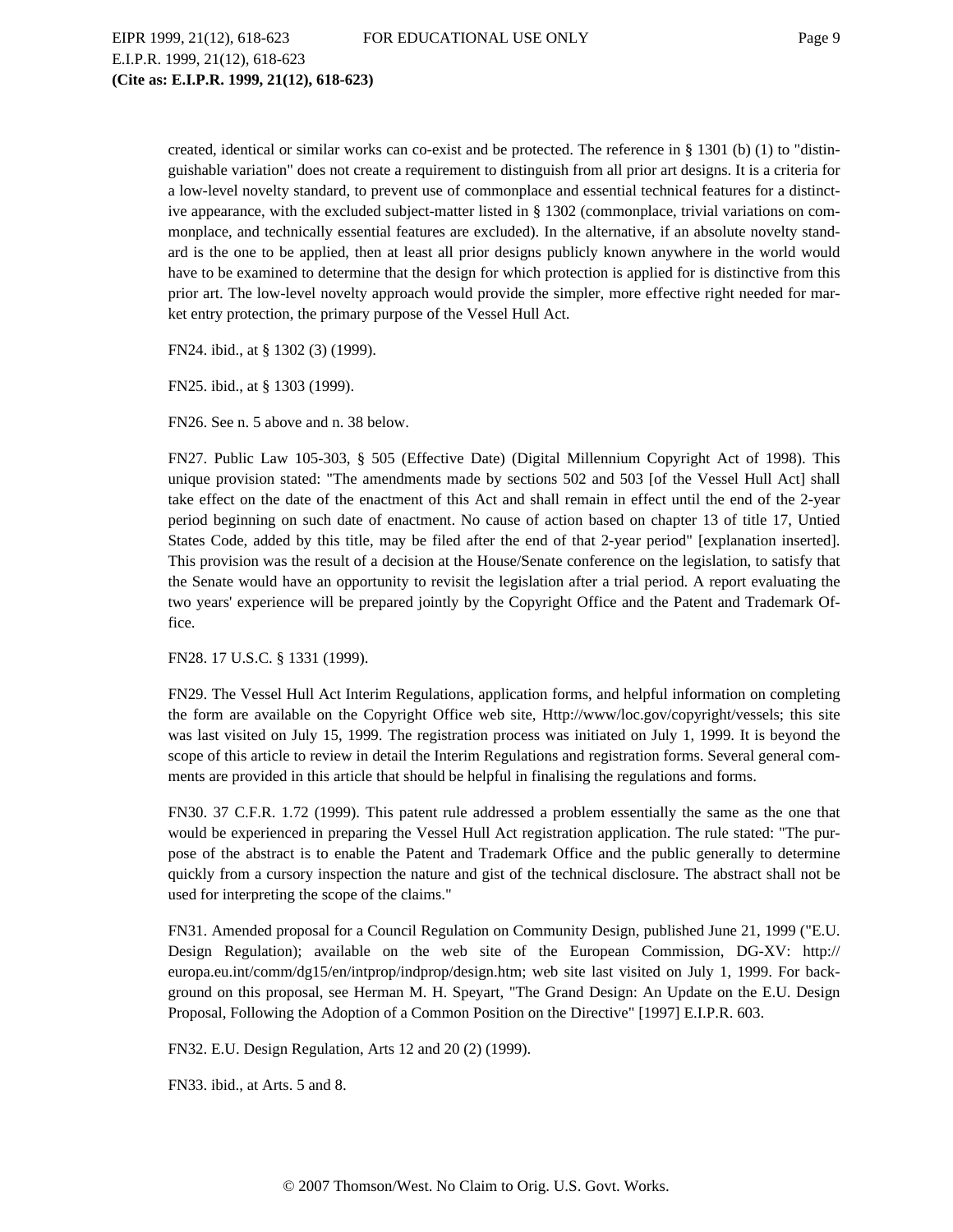created, identical or similar works can co-exist and be protected. The reference in § 1301 (b) (1) to "distinguishable variation" does not create a requirement to distinguish from all prior art designs. It is a criteria for a low-level novelty standard, to prevent use of commonplace and essential technical features for a distinctive appearance, with the excluded subject-matter listed in § 1302 (commonplace, trivial variations on commonplace, and technically essential features are excluded). In the alternative, if an absolute novelty standard is the one to be applied, then at least all prior designs publicly known anywhere in the world would have to be examined to determine that the design for which protection is applied for is distinctive from this prior art. The low-level novelty approach would provide the simpler, more effective right needed for market entry protection, the primary purpose of the Vessel Hull Act.

FN24. ibid., at § 1302 (3) (1999).

FN25. ibid., at § 1303 (1999).

FN26. See n. 5 above and n. 38 below.

FN27. Public Law 105-303, § 505 (Effective Date) (Digital Millennium Copyright Act of 1998). This unique provision stated: "The amendments made by sections 502 and 503 [of the Vessel Hull Act] shall take effect on the date of the enactment of this Act and shall remain in effect until the end of the 2-year period beginning on such date of enactment. No cause of action based on chapter 13 of title 17, Untied States Code, added by this title, may be filed after the end of that 2-year period" [explanation inserted]. This provision was the result of a decision at the House/Senate conference on the legislation, to satisfy that the Senate would have an opportunity to revisit the legislation after a trial period. A report evaluating the two years' experience will be prepared jointly by the Copyright Office and the Patent and Trademark Office.

FN28. 17 U.S.C. § 1331 (1999).

FN29. The Vessel Hull Act Interim Regulations, application forms, and helpful information on completing the form are available on the Copyright Office web site, Http://www/loc.gov/copyright/vessels; this site was last visited on July 15, 1999. The registration process was initiated on July 1, 1999. It is beyond the scope of this article to review in detail the Interim Regulations and registration forms. Several general comments are provided in this article that should be helpful in finalising the regulations and forms.

FN30. 37 C.F.R. 1.72 (1999). This patent rule addressed a problem essentially the same as the one that would be experienced in preparing the Vessel Hull Act registration application. The rule stated: "The purpose of the abstract is to enable the Patent and Trademark Office and the public generally to determine quickly from a cursory inspection the nature and gist of the technical disclosure. The abstract shall not be used for interpreting the scope of the claims."

FN31. Amended proposal for a Council Regulation on Community Design, published June 21, 1999 ("E.U. Design Regulation); available on the web site of the European Commission, DG-XV: http://europa.eu.int/comm/dg15/en/intprop/indprop/design.htm; web site last visited on July 1, 1999. For background on this proposal, see Herman M. H. Speyart, "The Grand Design: An Update on the E.U. Design Proposal, Following the Adoption of a Common Position on the Directive" [1997] E.I.P.R. 603.

FN32. E.U. Design Regulation, Arts 12 and 20 (2) (1999).

FN33. ibid., at Arts. 5 and 8.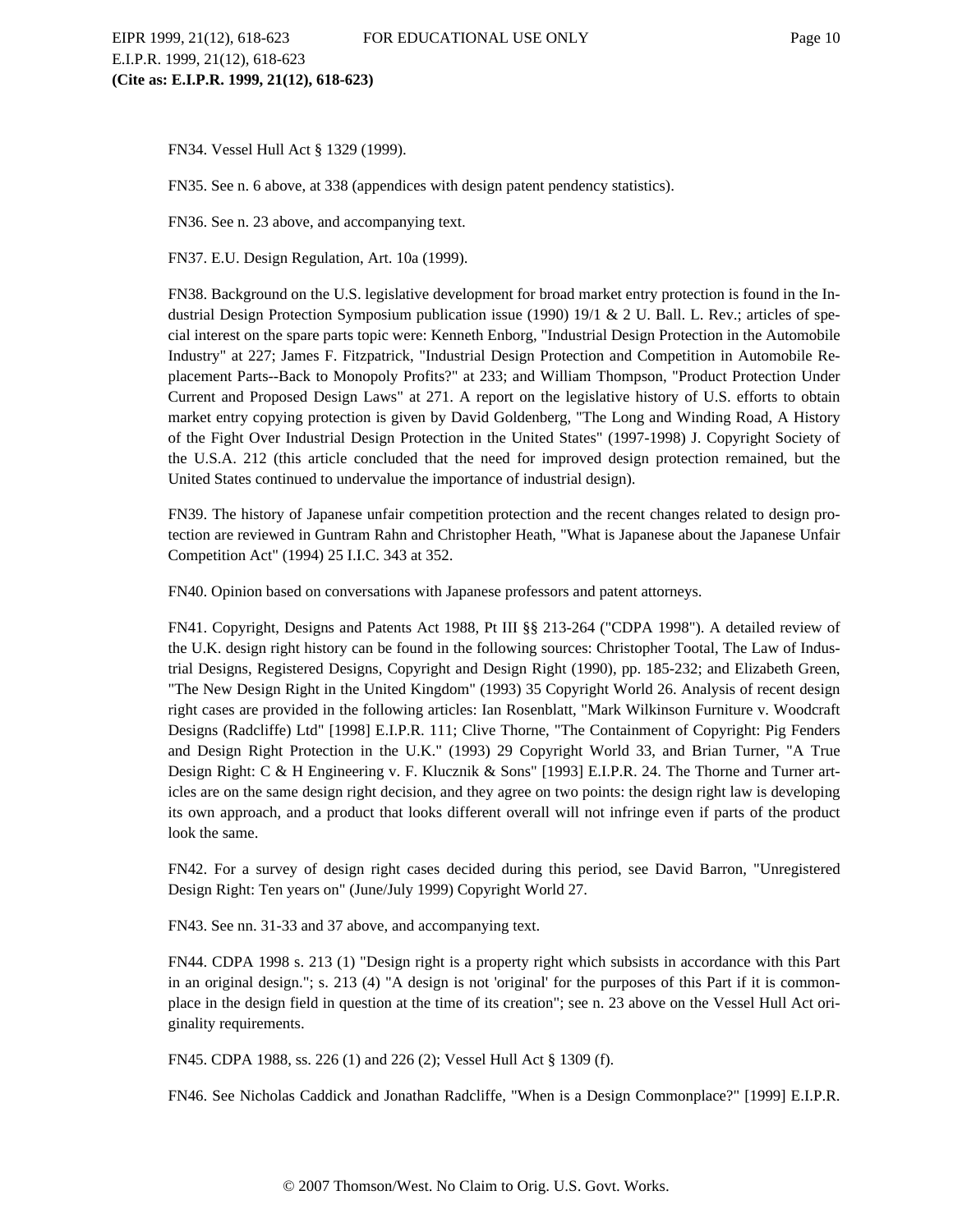FN34. Vessel Hull Act § 1329 (1999).

FN35. See n. 6 above, at 338 (appendices with design patent pendency statistics).

FN36. See n. 23 above, and accompanying text.

FN37. E.U. Design Regulation, Art. 10a (1999).

FN38. Background on the U.S. legislative development for broad market entry protection is found in the Industrial Design Protection Symposium publication issue (1990) 19/1 & 2 U. Ball. L. Rev.; articles of special interest on the spare parts topic were: Kenneth Enborg, "Industrial Design Protection in the Automobile Industry" at 227; James F. Fitzpatrick, "Industrial Design Protection and Competition in Automobile Replacement Parts--Back to Monopoly Profits?" at 233; and William Thompson, "Product Protection Under Current and Proposed Design Laws" at 271. A report on the legislative history of U.S. efforts to obtain market entry copying protection is given by David Goldenberg, "The Long and Winding Road, A History of the Fight Over Industrial Design Protection in the United States" (1997-1998) J. Copyright Society of the U.S.A. 212 (this article concluded that the need for improved design protection remained, but the United States continued to undervalue the importance of industrial design).

FN39. The history of Japanese unfair competition protection and the recent changes related to design protection are reviewed in Guntram Rahn and Christopher Heath, "What is Japanese about the Japanese Unfair Competition Act" (1994) 25 I.I.C. 343 at 352.

FN40. Opinion based on conversations with Japanese professors and patent attorneys.

FN41. Copyright, Designs and Patents Act 1988, Pt III §§ 213-264 ("CDPA 1998"). A detailed review of the U.K. design right history can be found in the following sources: Christopher Tootal, The Law of Industrial Designs, Registered Designs, Copyright and Design Right (1990), pp. 185-232; and Elizabeth Green, "The New Design Right in the United Kingdom" (1993) 35 Copyright World 26. Analysis of recent design right cases are provided in the following articles: Ian Rosenblatt, "Mark Wilkinson Furniture v. Woodcraft Designs (Radcliffe) Ltd" [1998] E.I.P.R. 111; Clive Thorne, "The Containment of Copyright: Pig Fenders and Design Right Protection in the U.K." (1993) 29 Copyright World 33, and Brian Turner, "A True Design Right: C & H Engineering v. F. Klucznik & Sons" [1993] E.I.P.R. 24. The Thorne and Turner articles are on the same design right decision, and they agree on two points: the design right law is developing its own approach, and a product that looks different overall will not infringe even if parts of the product look the same.

FN42. For a survey of design right cases decided during this period, see David Barron, "Unregistered Design Right: Ten years on" (June/July 1999) Copyright World 27.

FN43. See nn. 31-33 and 37 above, and accompanying text.

FN44. CDPA 1998 s. 213 (1) "Design right is a property right which subsists in accordance with this Part in an original design."; s. 213 (4) "A design is not 'original' for the purposes of this Part if it is commonplace in the design field in question at the time of its creation"; see n. 23 above on the Vessel Hull Act originality requirements.

FN45. CDPA 1988, ss. 226 (1) and 226 (2); Vessel Hull Act § 1309 (f).

FN46. See Nicholas Caddick and Jonathan Radcliffe, "When is a Design Commonplace?" [1999] E.I.P.R.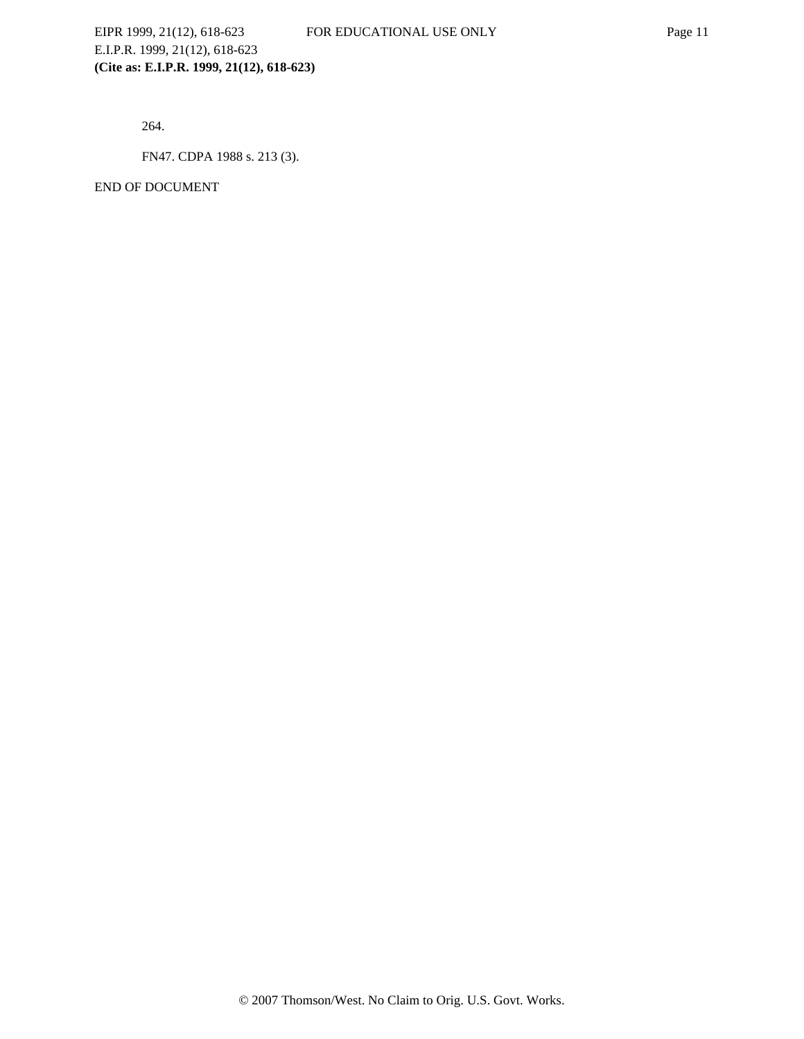264.

FN47. CDPA 1988 s. 213 (3).

END OF DOCUMENT